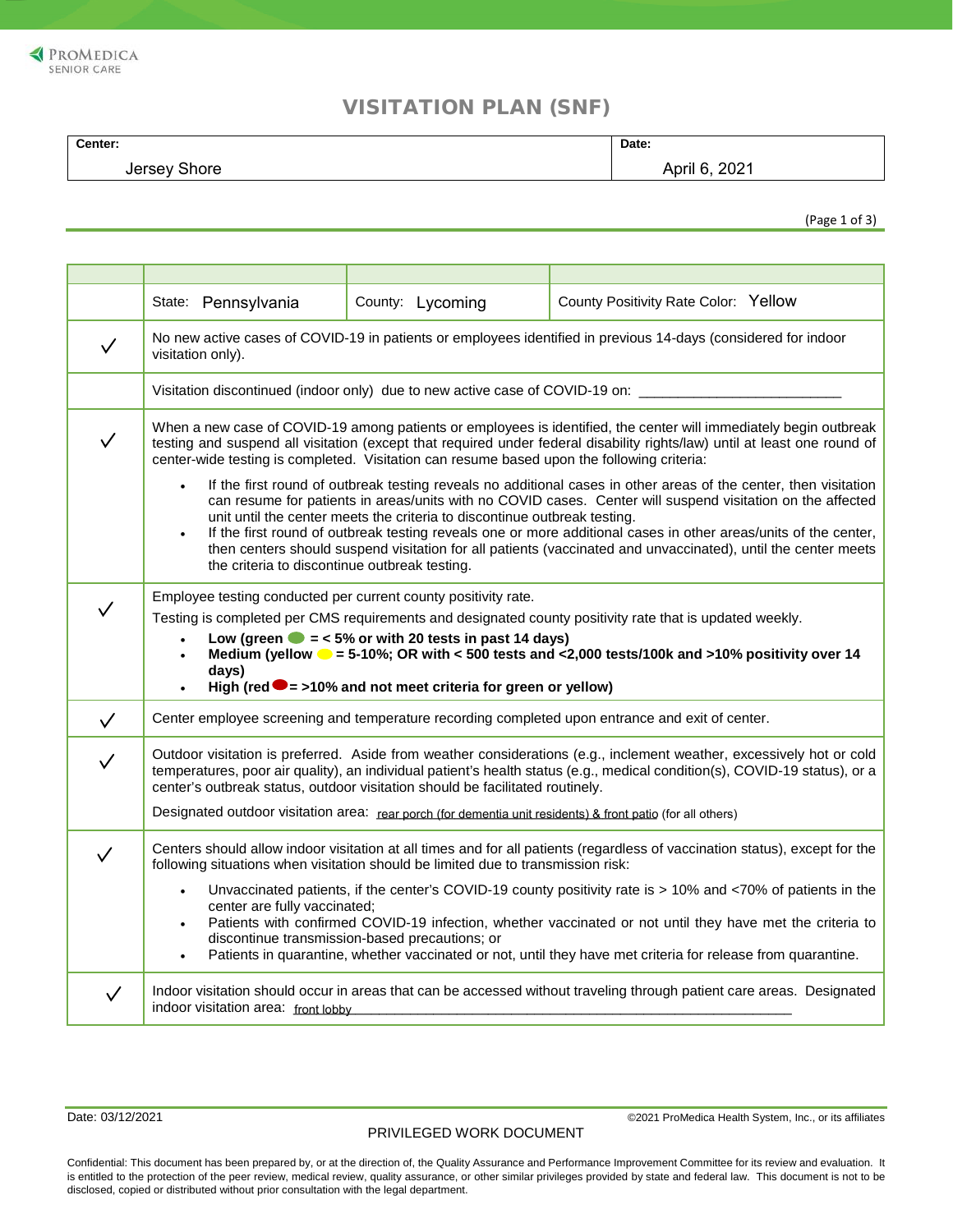PROMEDICA
SENIOR CARE

# VISITATION PLAN (SNF)

| Center: | Date: |
|---|---|
| Jersey Shore | April 6, 2021 |

| | | | |
|---|---|---|---|
| | State: Pennsylvania | County: Lycoming | County Positivity Rate Color: Yellow |
| ✓ | No new active cases of COVID-19 in patients or employees identified in previous 14-days (considered for indoor visitation only). | | |
| | Visitation discontinued (indoor only) due to new active case of COVID-19 on: ________________________ | | |
| ✓ | When a new case of COVID-19 among patients or employees is identified, the center will immediately begin outbreak testing and suspend all visitation (except that required under federal disability rights/law) until at least one round of center-wide testing is completed. Visitation can resume based upon the following criteria:<br>• If the first round of outbreak testing reveals no additional cases in other areas of the center, then visitation can resume for patients in areas/units with no COVID cases. Center will suspend visitation on the affected unit until the center meets the criteria to discontinue outbreak testing.<br>• If the first round of outbreak testing reveals one or more additional cases in other areas/units of the center, then centers should suspend visitation for all patients (vaccinated and unvaccinated), until the center meets the criteria to discontinue outbreak testing. | | |
| ✓ | Employee testing conducted per current county positivity rate.<br>Testing is completed per CMS requirements and designated county positivity rate that is updated weekly.<br>• **Low (green = < 5% or with 20 tests in past 14 days)**<br>• **Medium (yellow = 5-10%; OR with < 500 tests and <2,000 tests/100k and >10% positivity over 14 days)**<br>• **High (red = >10% and not meet criteria for green or yellow)** | | |
| ✓ | Center employee screening and temperature recording completed upon entrance and exit of center. | | |
| ✓ | Outdoor visitation is preferred. Aside from weather considerations (e.g., inclement weather, excessively hot or cold temperatures, poor air quality), an individual patient's health status (e.g., medical condition(s), COVID-19 status), or a center's outbreak status, outdoor visitation should be facilitated routinely.<br>Designated outdoor visitation area: rear porch (for dementia unit residents) & front patio (for all others) | | |
| ✓ | Centers should allow indoor visitation at all times and for all patients (regardless of vaccination status), except for the following situations when visitation should be limited due to transmission risk:<br>• Unvaccinated patients, if the center's COVID-19 county positivity rate is > 10% and <70% of patients in the center are fully vaccinated;<br>• Patients with confirmed COVID-19 infection, whether vaccinated or not until they have met the criteria to discontinue transmission-based precautions; or<br>• Patients in quarantine, whether vaccinated or not, until they have met criteria for release from quarantine. | | |
| ✓ | Indoor visitation should occur in areas that can be accessed without traveling through patient care areas. Designated indoor visitation area: front lobby | | |

Date: 03/12/2021

©2021 ProMedica Health System, Inc., or its affiliates

PRIVILEGED WORK DOCUMENT

Confidential: This document has been prepared by, or at the direction of, the Quality Assurance and Performance Improvement Committee for its review and evaluation. It is entitled to the protection of the peer review, medical review, quality assurance, or other similar privileges provided by state and federal law. This document is not to be disclosed, copied or distributed without prior consultation with the legal department.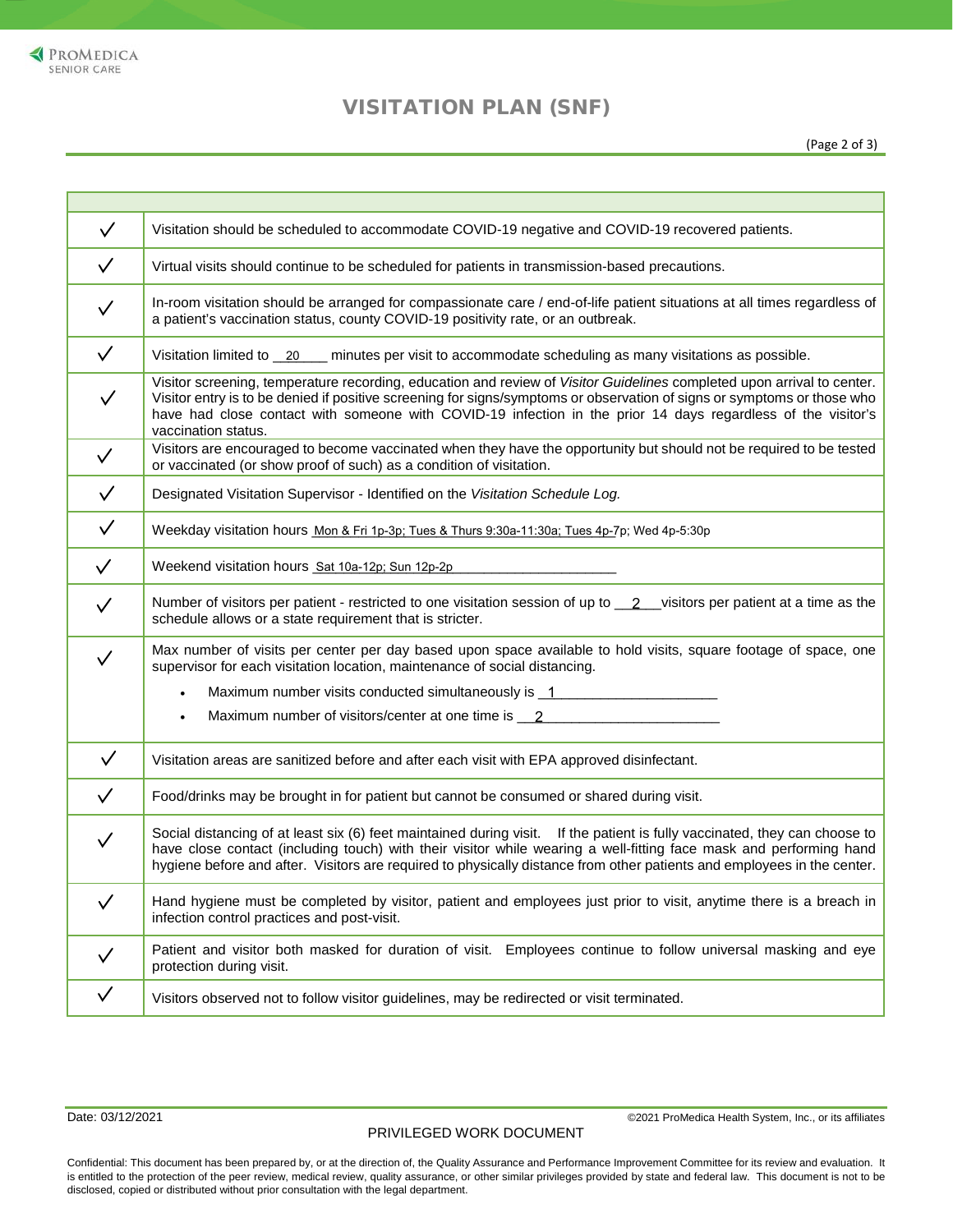# VISITATION PLAN (SNF)

| | |
|---|---|
| ✓ | Visitation should be scheduled to accommodate COVID-19 negative and COVID-19 recovered patients. |
| ✓ | Virtual visits should continue to be scheduled for patients in transmission-based precautions. |
| ✓ | In-room visitation should be arranged for compassionate care / end-of-life patient situations at all times regardless of a patient's vaccination status, county COVID-19 positivity rate, or an outbreak. |
| ✓ | Visitation limited to __20____ minutes per visit to accommodate scheduling as many visitations as possible. |
| ✓ | Visitor screening, temperature recording, education and review of *Visitor Guidelines* completed upon arrival to center. Visitor entry is to be denied if positive screening for signs/symptoms or observation of signs or symptoms or those who have had close contact with someone with COVID-19 infection in the prior 14 days regardless of the visitor's vaccination status. |
| ✓ | Visitors are encouraged to become vaccinated when they have the opportunity but should not be required to be tested or vaccinated (or show proof of such) as a condition of visitation. |
| ✓ | Designated Visitation Supervisor - Identified on the *Visitation Schedule Log.* |
| ✓ | Weekday visitation hours Mon & Fri 1p-3p; Tues & Thurs 9:30a-11:30a; Tues 4p-7p; Wed 4p-5:30p |
| ✓ | Weekend visitation hours Sat 10a-12p; Sun 12p-2p |
| ✓ | Number of visitors per patient - restricted to one visitation session of up to __2__ visitors per patient at a time as the schedule allows or a state requirement that is stricter. |
| ✓ | Max number of visits per center per day based upon space available to hold visits, square footage of space, one supervisor for each visitation location, maintenance of social distancing.<br>• Maximum number visits conducted simultaneously is 1<br>• Maximum number of visitors/center at one time is 2 |
| ✓ | Visitation areas are sanitized before and after each visit with EPA approved disinfectant. |
| ✓ | Food/drinks may be brought in for patient but cannot be consumed or shared during visit. |
| ✓ | Social distancing of at least six (6) feet maintained during visit. If the patient is fully vaccinated, they can choose to have close contact (including touch) with their visitor while wearing a well-fitting face mask and performing hand hygiene before and after. Visitors are required to physically distance from other patients and employees in the center. |
| ✓ | Hand hygiene must be completed by visitor, patient and employees just prior to visit, anytime there is a breach in infection control practices and post-visit. |
| ✓ | Patient and visitor both masked for duration of visit. Employees continue to follow universal masking and eye protection during visit. |
| ✓ | Visitors observed not to follow visitor guidelines, may be redirected or visit terminated. |

Date: 03/12/2021

©2021 ProMedica Health System, Inc., or its affiliates

PRIVILEGED WORK DOCUMENT

Confidential: This document has been prepared by, or at the direction of, the Quality Assurance and Performance Improvement Committee for its review and evaluation. It is entitled to the protection of the peer review, medical review, quality assurance, or other similar privileges provided by state and federal law. This document is not to be disclosed, copied or distributed without prior consultation with the legal department.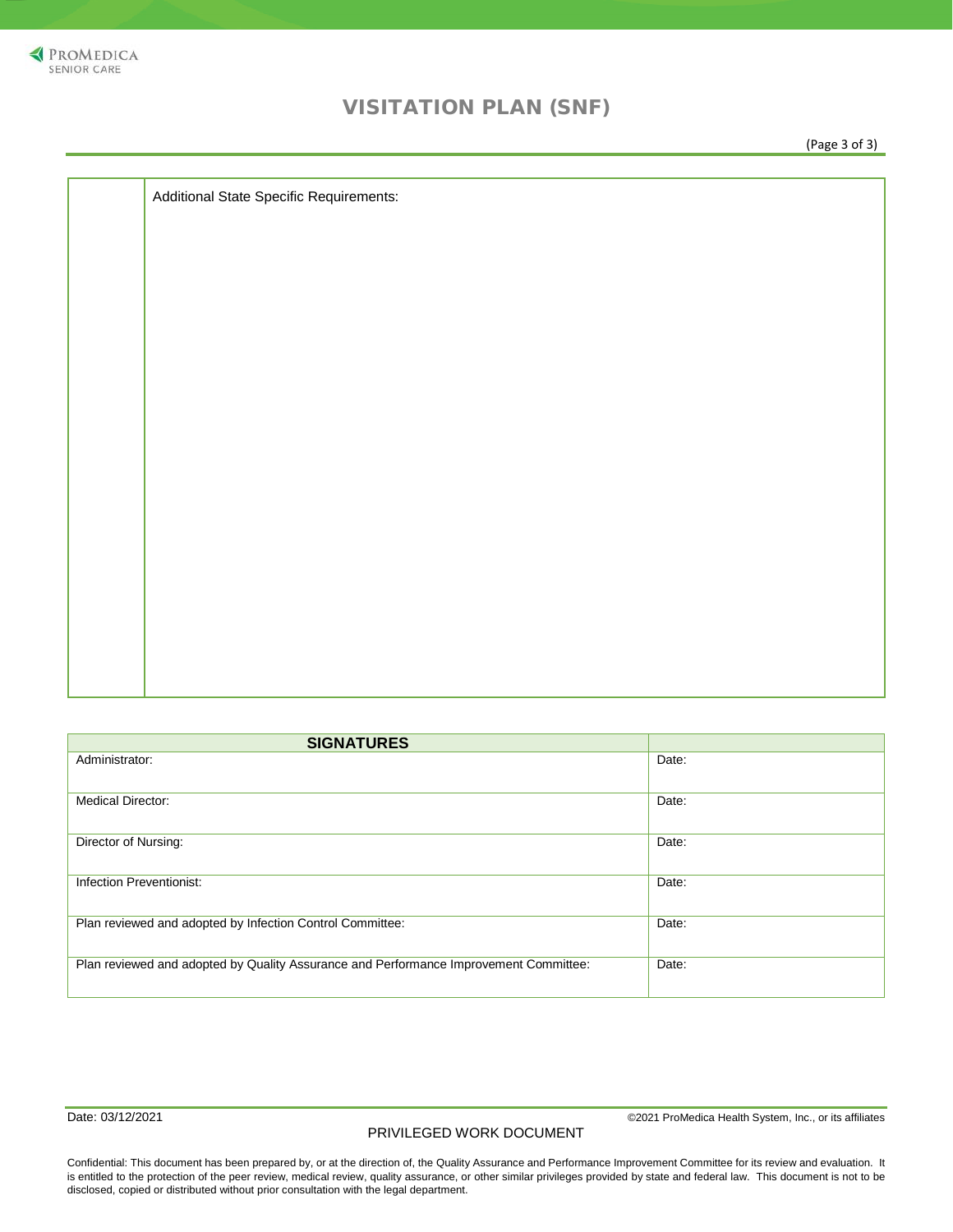# VISITATION PLAN (SNF)

| | |
|---|---|
| | Additional State Specific Requirements: |

| SIGNATURES | |
|---|---|
| Administrator: | Date: |
| Medical Director: | Date: |
| Director of Nursing: | Date: |
| Infection Preventionist: | Date: |
| Plan reviewed and adopted by Infection Control Committee: | Date: |
| Plan reviewed and adopted by Quality Assurance and Performance Improvement Committee: | Date: |

Date: 03/12/2021

©2021 ProMedica Health System, Inc., or its affiliates

PRIVILEGED WORK DOCUMENT

Confidential: This document has been prepared by, or at the direction of, the Quality Assurance and Performance Improvement Committee for its review and evaluation. It is entitled to the protection of the peer review, medical review, quality assurance, or other similar privileges provided by state and federal law. This document is not to be disclosed, copied or distributed without prior consultation with the legal department.